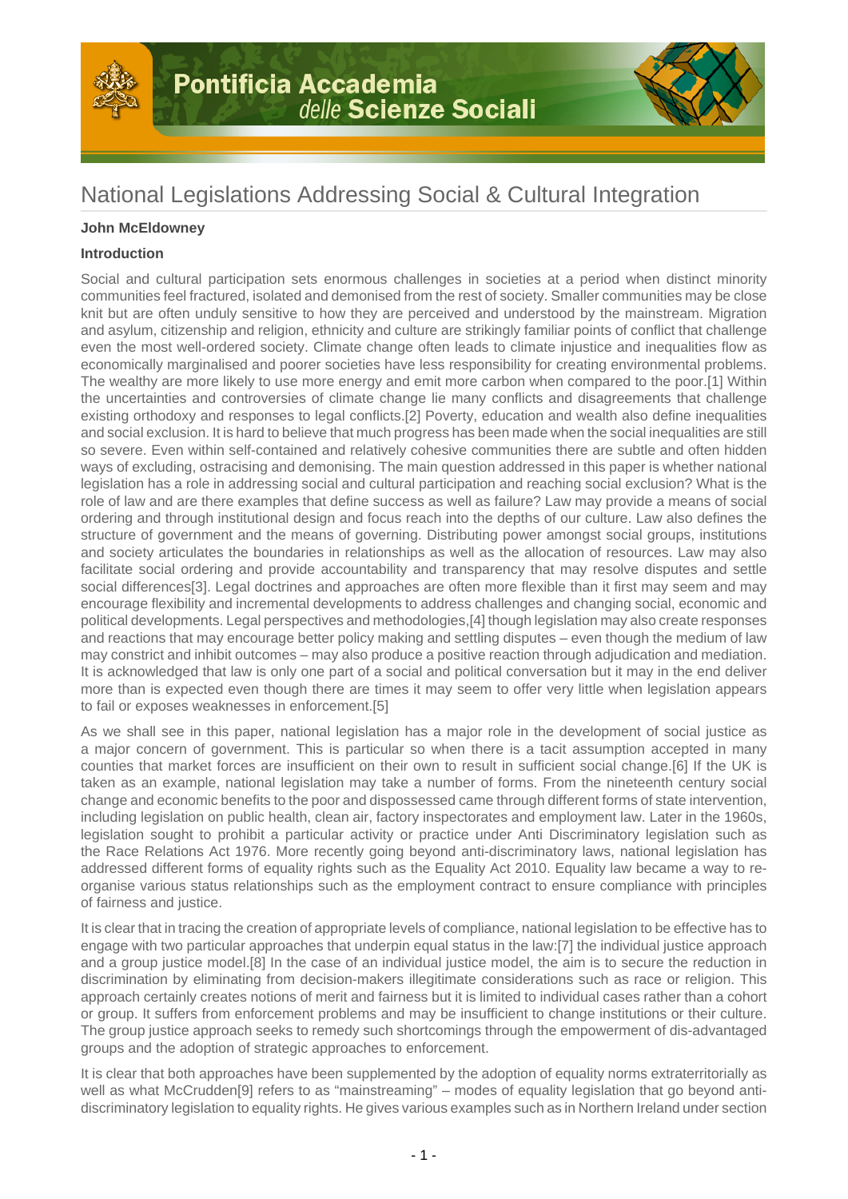# National Legislations Addressing Social & Cultural Integration

**John McEldowney**

**Introduction**

Social and cultural participation sets enormous challenges in societies at a period when distinct minority communities feel fractured, isolated and demonised from the rest of society. Smaller communities may be close knit but are often unduly sensitive to how they are perceived and understood by the mainstream. Migration and asylum, citizenship and religion, ethnicity and culture are strikingly familiar points of conflict that challenge even the most well-ordered society. Climate change often leads to climate injustice and inequalities flow as economically marginalised and poorer societies have less responsibility for creating environmental problems. The wealthy are more likely to use more energy and emit more carbon when compared to the poor.[1] Within the uncertainties and controversies of climate change lie many conflicts and disagreements that challenge existing orthodoxy and responses to legal conflicts.[2] Poverty, education and wealth also define inequalities and social exclusion. It is hard to believe that much progress has been made when the social inequalities are still so severe. Even within self-contained and relatively cohesive communities there are subtle and often hidden ways of excluding, ostracising and demonising. The main question addressed in this paper is whether national legislation has a role in addressing social and cultural participation and reaching social exclusion? What is the role of law and are there examples that define success as well as failure? Law may provide a means of social ordering and through institutional design and focus reach into the depths of our culture. Law also defines the structure of government and the means of governing. Distributing power amongst social groups, institutions and society articulates the boundaries in relationships as well as the allocation of resources. Law may also facilitate social ordering and provide accountability and transparency that may resolve disputes and settle social differences[3]. Legal doctrines and approaches are often more flexible than it first may seem and may encourage flexibility and incremental developments to address challenges and changing social, economic and political developments. Legal perspectives and methodologies,[4] though legislation may also create responses and reactions that may encourage better policy making and settling disputes – even though the medium of law may constrict and inhibit outcomes – may also produce a positive reaction through adjudication and mediation. It is acknowledged that law is only one part of a social and political conversation but it may in the end deliver more than is expected even though there are times it may seem to offer very little when legislation appears to fail or exposes weaknesses in enforcement.[5]

As we shall see in this paper, national legislation has a major role in the development of social justice as a major concern of government. This is particular so when there is a tacit assumption accepted in many counties that market forces are insufficient on their own to result in sufficient social change.[6] If the UK is taken as an example, national legislation may take a number of forms. From the nineteenth century social change and economic benefits to the poor and dispossessed came through different forms of state intervention, including legislation on public health, clean air, factory inspectorates and employment law. Later in the 1960s, legislation sought to prohibit a particular activity or practice under Anti Discriminatory legislation such as the Race Relations Act 1976. More recently going beyond anti-discriminatory laws, national legislation has addressed different forms of equality rights such as the Equality Act 2010. Equality law became a way to re-organise various status relationships such as the employment contract to ensure compliance with principles of fairness and justice.

It is clear that in tracing the creation of appropriate levels of compliance, national legislation to be effective has to engage with two particular approaches that underpin equal status in the law:[7] the individual justice approach and a group justice model.[8] In the case of an individual justice model, the aim is to secure the reduction in discrimination by eliminating from decision-makers illegitimate considerations such as race or religion. This approach certainly creates notions of merit and fairness but it is limited to individual cases rather than a cohort or group. It suffers from enforcement problems and may be insufficient to change institutions or their culture. The group justice approach seeks to remedy such shortcomings through the empowerment of dis-advantaged groups and the adoption of strategic approaches to enforcement.

It is clear that both approaches have been supplemented by the adoption of equality norms extraterritorially as well as what McCrudden[9] refers to as "mainstreaming" – modes of equality legislation that go beyond anti-discriminatory legislation to equality rights. He gives various examples such as in Northern Ireland under section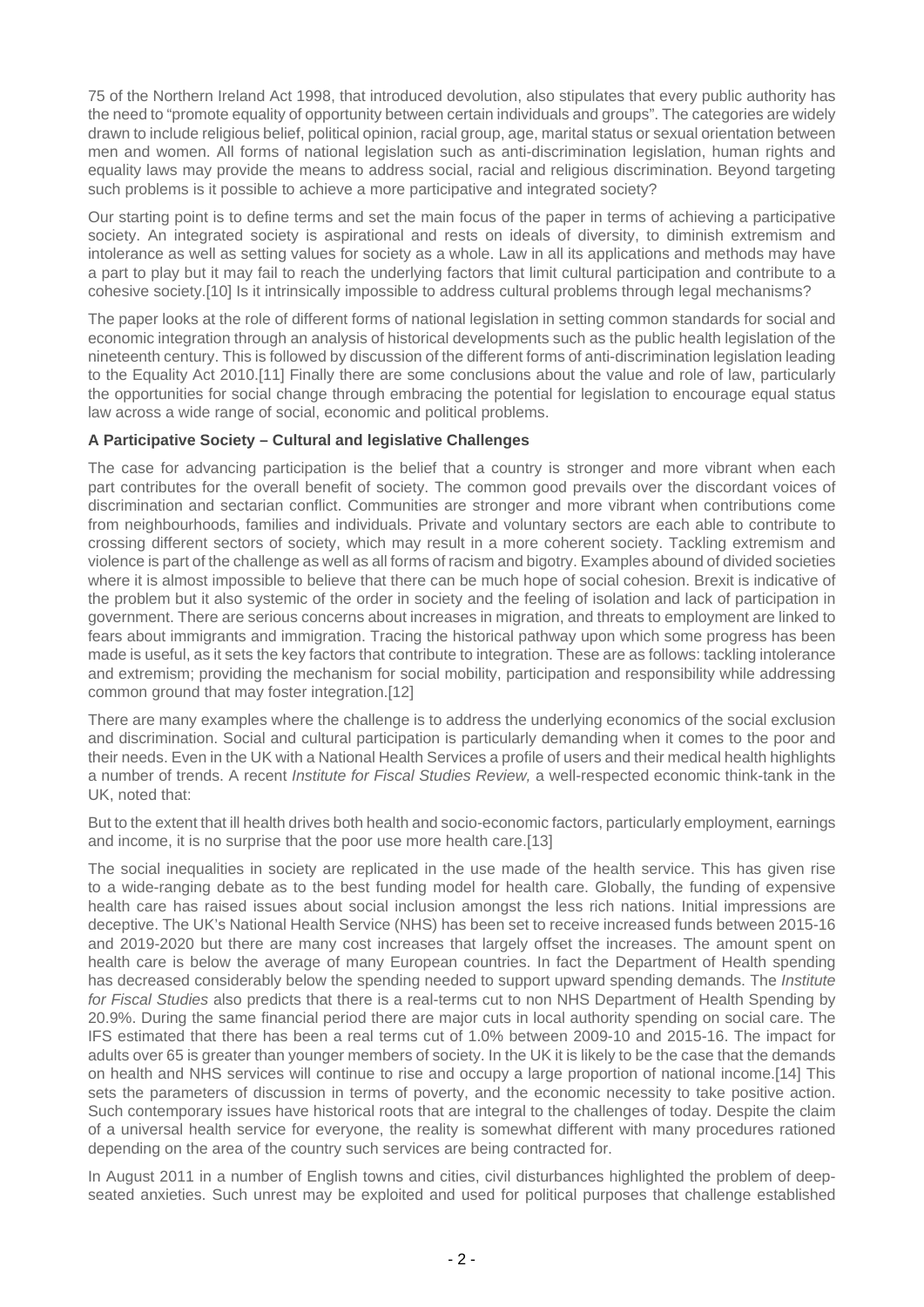75 of the Northern Ireland Act 1998, that introduced devolution, also stipulates that every public authority has the need to "promote equality of opportunity between certain individuals and groups". The categories are widely drawn to include religious belief, political opinion, racial group, age, marital status or sexual orientation between men and women. All forms of national legislation such as anti-discrimination legislation, human rights and equality laws may provide the means to address social, racial and religious discrimination. Beyond targeting such problems is it possible to achieve a more participative and integrated society?

Our starting point is to define terms and set the main focus of the paper in terms of achieving a participative society. An integrated society is aspirational and rests on ideals of diversity, to diminish extremism and intolerance as well as setting values for society as a whole. Law in all its applications and methods may have a part to play but it may fail to reach the underlying factors that limit cultural participation and contribute to a cohesive society.[10] Is it intrinsically impossible to address cultural problems through legal mechanisms?

The paper looks at the role of different forms of national legislation in setting common standards for social and economic integration through an analysis of historical developments such as the public health legislation of the nineteenth century. This is followed by discussion of the different forms of anti-discrimination legislation leading to the Equality Act 2010.[11] Finally there are some conclusions about the value and role of law, particularly the opportunities for social change through embracing the potential for legislation to encourage equal status law across a wide range of social, economic and political problems.

**A Participative Society – Cultural and legislative Challenges**

The case for advancing participation is the belief that a country is stronger and more vibrant when each part contributes for the overall benefit of society. The common good prevails over the discordant voices of discrimination and sectarian conflict. Communities are stronger and more vibrant when contributions come from neighbourhoods, families and individuals. Private and voluntary sectors are each able to contribute to crossing different sectors of society, which may result in a more coherent society. Tackling extremism and violence is part of the challenge as well as all forms of racism and bigotry. Examples abound of divided societies where it is almost impossible to believe that there can be much hope of social cohesion. Brexit is indicative of the problem but it also systemic of the order in society and the feeling of isolation and lack of participation in government. There are serious concerns about increases in migration, and threats to employment are linked to fears about immigrants and immigration. Tracing the historical pathway upon which some progress has been made is useful, as it sets the key factors that contribute to integration. These are as follows: tackling intolerance and extremism; providing the mechanism for social mobility, participation and responsibility while addressing common ground that may foster integration.[12]

There are many examples where the challenge is to address the underlying economics of the social exclusion and discrimination. Social and cultural participation is particularly demanding when it comes to the poor and their needs. Even in the UK with a National Health Services a profile of users and their medical health highlights a number of trends. A recent *Institute for Fiscal Studies Review,* a well-respected economic think-tank in the UK, noted that:

But to the extent that ill health drives both health and socio-economic factors, particularly employment, earnings and income, it is no surprise that the poor use more health care.[13]

The social inequalities in society are replicated in the use made of the health service. This has given rise to a wide-ranging debate as to the best funding model for health care. Globally, the funding of expensive health care has raised issues about social inclusion amongst the less rich nations. Initial impressions are deceptive. The UK's National Health Service (NHS) has been set to receive increased funds between 2015-16 and 2019-2020 but there are many cost increases that largely offset the increases. The amount spent on health care is below the average of many European countries. In fact the Department of Health spending has decreased considerably below the spending needed to support upward spending demands. The *Institute for Fiscal Studies* also predicts that there is a real-terms cut to non NHS Department of Health Spending by 20.9%. During the same financial period there are major cuts in local authority spending on social care. The IFS estimated that there has been a real terms cut of 1.0% between 2009-10 and 2015-16. The impact for adults over 65 is greater than younger members of society. In the UK it is likely to be the case that the demands on health and NHS services will continue to rise and occupy a large proportion of national income.[14] This sets the parameters of discussion in terms of poverty, and the economic necessity to take positive action. Such contemporary issues have historical roots that are integral to the challenges of today. Despite the claim of a universal health service for everyone, the reality is somewhat different with many procedures rationed depending on the area of the country such services are being contracted for.

In August 2011 in a number of English towns and cities, civil disturbances highlighted the problem of deep-seated anxieties. Such unrest may be exploited and used for political purposes that challenge established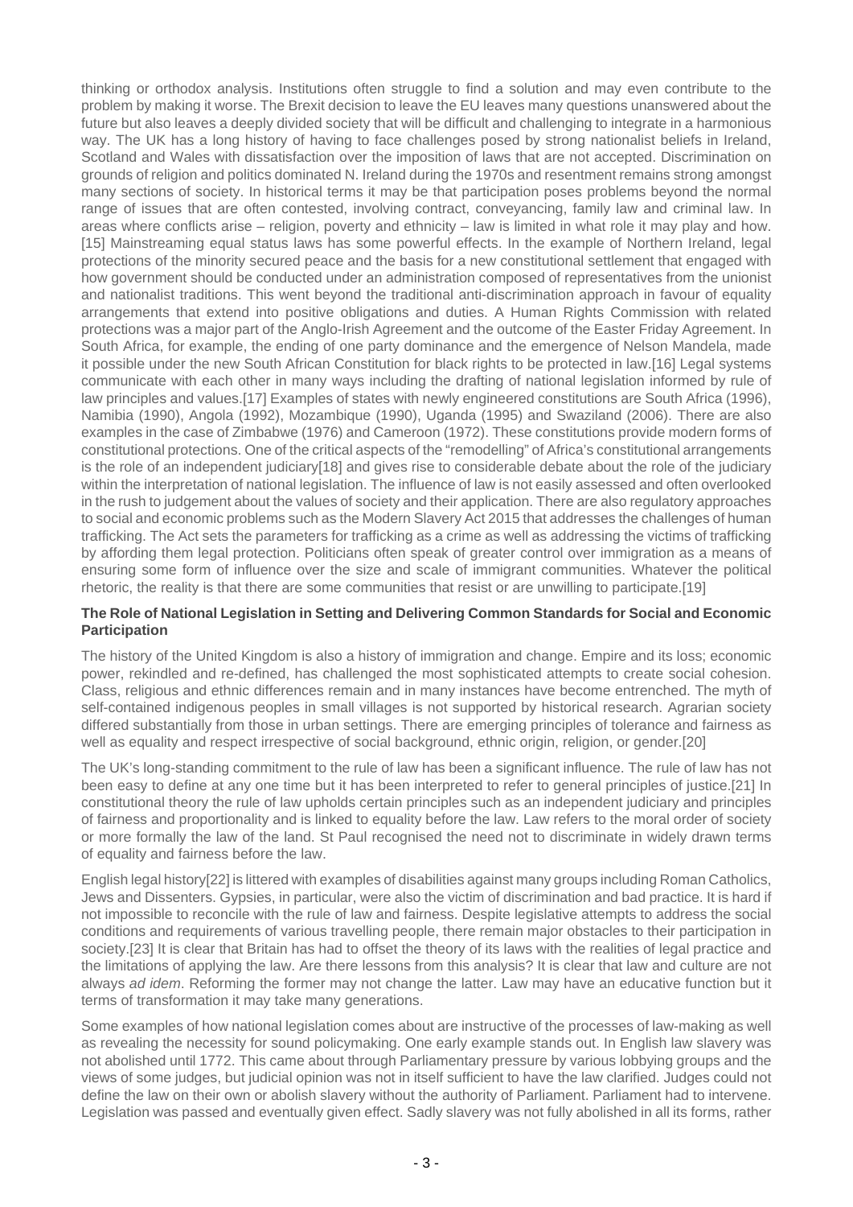thinking or orthodox analysis. Institutions often struggle to find a solution and may even contribute to the problem by making it worse. The Brexit decision to leave the EU leaves many questions unanswered about the future but also leaves a deeply divided society that will be difficult and challenging to integrate in a harmonious way. The UK has a long history of having to face challenges posed by strong nationalist beliefs in Ireland, Scotland and Wales with dissatisfaction over the imposition of laws that are not accepted. Discrimination on grounds of religion and politics dominated N. Ireland during the 1970s and resentment remains strong amongst many sections of society. In historical terms it may be that participation poses problems beyond the normal range of issues that are often contested, involving contract, conveyancing, family law and criminal law. In areas where conflicts arise – religion, poverty and ethnicity – law is limited in what role it may play and how.[15] Mainstreaming equal status laws has some powerful effects. In the example of Northern Ireland, legal protections of the minority secured peace and the basis for a new constitutional settlement that engaged with how government should be conducted under an administration composed of representatives from the unionist and nationalist traditions. This went beyond the traditional anti-discrimination approach in favour of equality arrangements that extend into positive obligations and duties. A Human Rights Commission with related protections was a major part of the Anglo-Irish Agreement and the outcome of the Easter Friday Agreement. In South Africa, for example, the ending of one party dominance and the emergence of Nelson Mandela, made it possible under the new South African Constitution for black rights to be protected in law.[16] Legal systems communicate with each other in many ways including the drafting of national legislation informed by rule of law principles and values.[17] Examples of states with newly engineered constitutions are South Africa (1996), Namibia (1990), Angola (1992), Mozambique (1990), Uganda (1995) and Swaziland (2006). There are also examples in the case of Zimbabwe (1976) and Cameroon (1972). These constitutions provide modern forms of constitutional protections. One of the critical aspects of the "remodelling" of Africa's constitutional arrangements is the role of an independent judiciary[18] and gives rise to considerable debate about the role of the judiciary within the interpretation of national legislation. The influence of law is not easily assessed and often overlooked in the rush to judgement about the values of society and their application. There are also regulatory approaches to social and economic problems such as the Modern Slavery Act 2015 that addresses the challenges of human trafficking. The Act sets the parameters for trafficking as a crime as well as addressing the victims of trafficking by affording them legal protection. Politicians often speak of greater control over immigration as a means of ensuring some form of influence over the size and scale of immigrant communities. Whatever the political rhetoric, the reality is that there are some communities that resist or are unwilling to participate.[19]

### The Role of National Legislation in Setting and Delivering Common Standards for Social and Economic Participation

The history of the United Kingdom is also a history of immigration and change. Empire and its loss; economic power, rekindled and re-defined, has challenged the most sophisticated attempts to create social cohesion. Class, religious and ethnic differences remain and in many instances have become entrenched. The myth of self-contained indigenous peoples in small villages is not supported by historical research. Agrarian society differed substantially from those in urban settings. There are emerging principles of tolerance and fairness as well as equality and respect irrespective of social background, ethnic origin, religion, or gender.[20]

The UK's long-standing commitment to the rule of law has been a significant influence. The rule of law has not been easy to define at any one time but it has been interpreted to refer to general principles of justice.[21] In constitutional theory the rule of law upholds certain principles such as an independent judiciary and principles of fairness and proportionality and is linked to equality before the law. Law refers to the moral order of society or more formally the law of the land. St Paul recognised the need not to discriminate in widely drawn terms of equality and fairness before the law.

English legal history[22] is littered with examples of disabilities against many groups including Roman Catholics, Jews and Dissenters. Gypsies, in particular, were also the victim of discrimination and bad practice. It is hard if not impossible to reconcile with the rule of law and fairness. Despite legislative attempts to address the social conditions and requirements of various travelling people, there remain major obstacles to their participation in society.[23] It is clear that Britain has had to offset the theory of its laws with the realities of legal practice and the limitations of applying the law. Are there lessons from this analysis? It is clear that law and culture are not always *ad idem*. Reforming the former may not change the latter. Law may have an educative function but it terms of transformation it may take many generations.

Some examples of how national legislation comes about are instructive of the processes of law-making as well as revealing the necessity for sound policymaking. One early example stands out. In English law slavery was not abolished until 1772. This came about through Parliamentary pressure by various lobbying groups and the views of some judges, but judicial opinion was not in itself sufficient to have the law clarified. Judges could not define the law on their own or abolish slavery without the authority of Parliament. Parliament had to intervene. Legislation was passed and eventually given effect. Sadly slavery was not fully abolished in all its forms, rather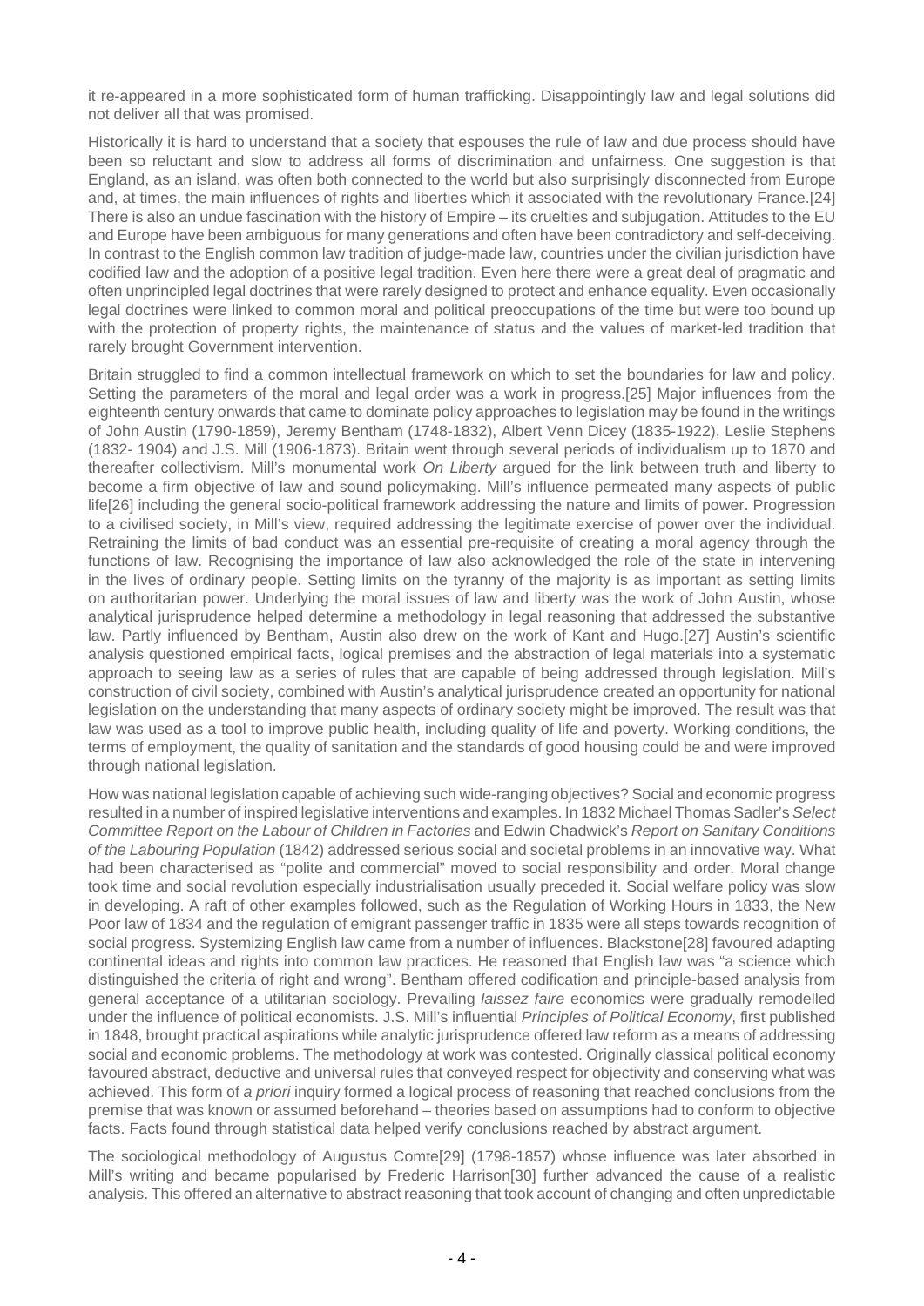it re-appeared in a more sophisticated form of human trafficking. Disappointingly law and legal solutions did not deliver all that was promised.

Historically it is hard to understand that a society that espouses the rule of law and due process should have been so reluctant and slow to address all forms of discrimination and unfairness. One suggestion is that England, as an island, was often both connected to the world but also surprisingly disconnected from Europe and, at times, the main influences of rights and liberties which it associated with the revolutionary France.[24] There is also an undue fascination with the history of Empire – its cruelties and subjugation. Attitudes to the EU and Europe have been ambiguous for many generations and often have been contradictory and self-deceiving. In contrast to the English common law tradition of judge-made law, countries under the civilian jurisdiction have codified law and the adoption of a positive legal tradition. Even here there were a great deal of pragmatic and often unprincipled legal doctrines that were rarely designed to protect and enhance equality. Even occasionally legal doctrines were linked to common moral and political preoccupations of the time but were too bound up with the protection of property rights, the maintenance of status and the values of market-led tradition that rarely brought Government intervention.

Britain struggled to find a common intellectual framework on which to set the boundaries for law and policy. Setting the parameters of the moral and legal order was a work in progress.[25] Major influences from the eighteenth century onwards that came to dominate policy approaches to legislation may be found in the writings of John Austin (1790-1859), Jeremy Bentham (1748-1832), Albert Venn Dicey (1835-1922), Leslie Stephens (1832- 1904) and J.S. Mill (1906-1873). Britain went through several periods of individualism up to 1870 and thereafter collectivism. Mill's monumental work *On Liberty* argued for the link between truth and liberty to become a firm objective of law and sound policymaking. Mill's influence permeated many aspects of public life[26] including the general socio-political framework addressing the nature and limits of power. Progression to a civilised society, in Mill's view, required addressing the legitimate exercise of power over the individual. Retraining the limits of bad conduct was an essential pre-requisite of creating a moral agency through the functions of law. Recognising the importance of law also acknowledged the role of the state in intervening in the lives of ordinary people. Setting limits on the tyranny of the majority is as important as setting limits on authoritarian power. Underlying the moral issues of law and liberty was the work of John Austin, whose analytical jurisprudence helped determine a methodology in legal reasoning that addressed the substantive law. Partly influenced by Bentham, Austin also drew on the work of Kant and Hugo.[27] Austin's scientific analysis questioned empirical facts, logical premises and the abstraction of legal materials into a systematic approach to seeing law as a series of rules that are capable of being addressed through legislation. Mill's construction of civil society, combined with Austin's analytical jurisprudence created an opportunity for national legislation on the understanding that many aspects of ordinary society might be improved. The result was that law was used as a tool to improve public health, including quality of life and poverty. Working conditions, the terms of employment, the quality of sanitation and the standards of good housing could be and were improved through national legislation.

How was national legislation capable of achieving such wide-ranging objectives? Social and economic progress resulted in a number of inspired legislative interventions and examples. In 1832 Michael Thomas Sadler's *Select Committee Report on the Labour of Children in Factories* and Edwin Chadwick's *Report on Sanitary Conditions of the Labouring Population* (1842) addressed serious social and societal problems in an innovative way. What had been characterised as "polite and commercial" moved to social responsibility and order. Moral change took time and social revolution especially industrialisation usually preceded it. Social welfare policy was slow in developing. A raft of other examples followed, such as the Regulation of Working Hours in 1833, the New Poor law of 1834 and the regulation of emigrant passenger traffic in 1835 were all steps towards recognition of social progress. Systemizing English law came from a number of influences. Blackstone[28] favoured adapting continental ideas and rights into common law practices. He reasoned that English law was "a science which distinguished the criteria of right and wrong". Bentham offered codification and principle-based analysis from general acceptance of a utilitarian sociology. Prevailing *laissez faire* economics were gradually remodelled under the influence of political economists. J.S. Mill's influential *Principles of Political Economy*, first published in 1848, brought practical aspirations while analytic jurisprudence offered law reform as a means of addressing social and economic problems. The methodology at work was contested. Originally classical political economy favoured abstract, deductive and universal rules that conveyed respect for objectivity and conserving what was achieved. This form of *a priori* inquiry formed a logical process of reasoning that reached conclusions from the premise that was known or assumed beforehand – theories based on assumptions had to conform to objective facts. Facts found through statistical data helped verify conclusions reached by abstract argument.

The sociological methodology of Augustus Comte[29] (1798-1857) whose influence was later absorbed in Mill's writing and became popularised by Frederic Harrison[30] further advanced the cause of a realistic analysis. This offered an alternative to abstract reasoning that took account of changing and often unpredictable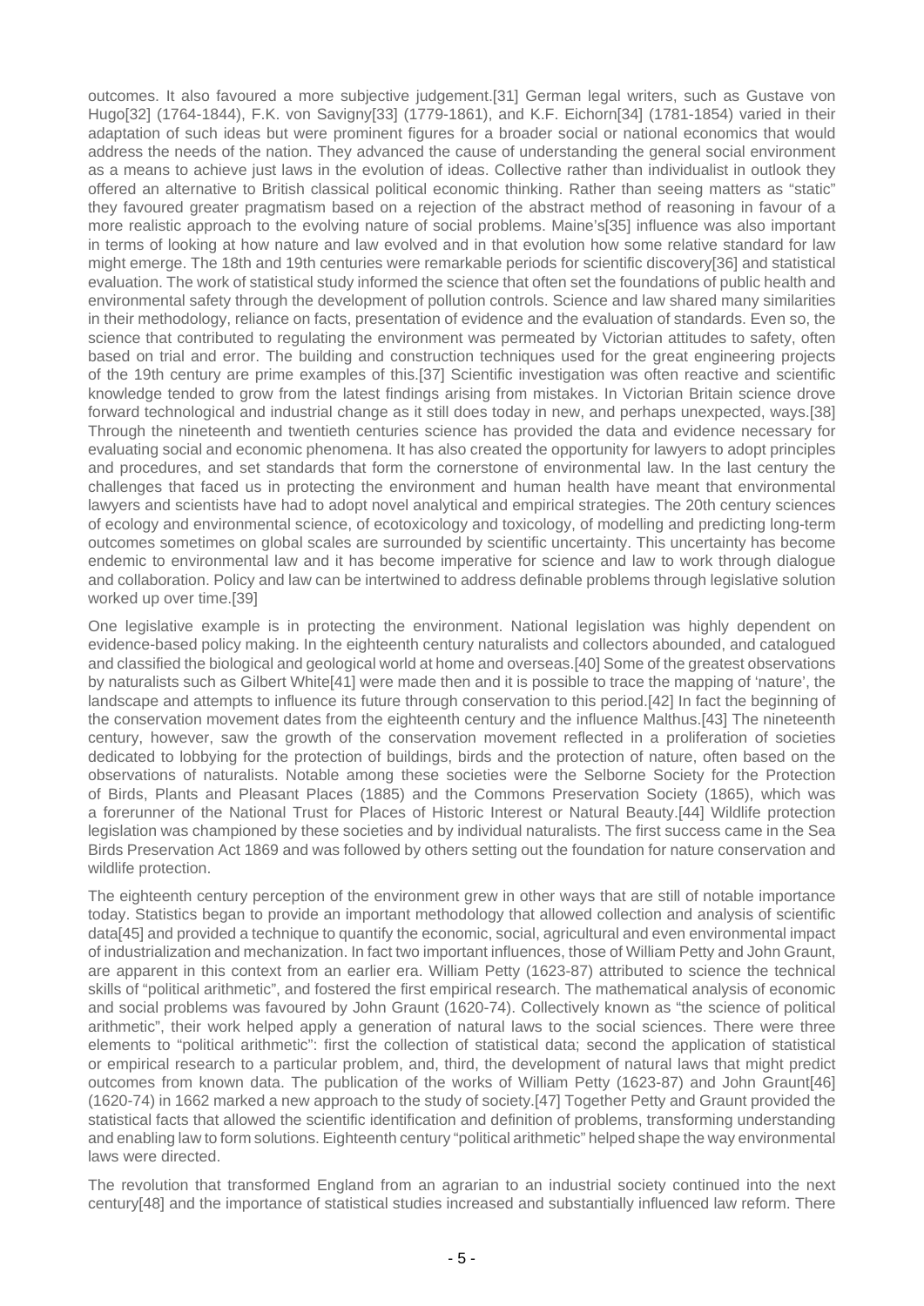outcomes. It also favoured a more subjective judgement.[31] German legal writers, such as Gustave von Hugo[32] (1764-1844), F.K. von Savigny[33] (1779-1861), and K.F. Eichorn[34] (1781-1854) varied in their adaptation of such ideas but were prominent figures for a broader social or national economics that would address the needs of the nation. They advanced the cause of understanding the general social environment as a means to achieve just laws in the evolution of ideas. Collective rather than individualist in outlook they offered an alternative to British classical political economic thinking. Rather than seeing matters as "static" they favoured greater pragmatism based on a rejection of the abstract method of reasoning in favour of a more realistic approach to the evolving nature of social problems. Maine's[35] influence was also important in terms of looking at how nature and law evolved and in that evolution how some relative standard for law might emerge. The 18th and 19th centuries were remarkable periods for scientific discovery[36] and statistical evaluation. The work of statistical study informed the science that often set the foundations of public health and environmental safety through the development of pollution controls. Science and law shared many similarities in their methodology, reliance on facts, presentation of evidence and the evaluation of standards. Even so, the science that contributed to regulating the environment was permeated by Victorian attitudes to safety, often based on trial and error. The building and construction techniques used for the great engineering projects of the 19th century are prime examples of this.[37] Scientific investigation was often reactive and scientific knowledge tended to grow from the latest findings arising from mistakes. In Victorian Britain science drove forward technological and industrial change as it still does today in new, and perhaps unexpected, ways.[38] Through the nineteenth and twentieth centuries science has provided the data and evidence necessary for evaluating social and economic phenomena. It has also created the opportunity for lawyers to adopt principles and procedures, and set standards that form the cornerstone of environmental law. In the last century the challenges that faced us in protecting the environment and human health have meant that environmental lawyers and scientists have had to adopt novel analytical and empirical strategies. The 20th century sciences of ecology and environmental science, of ecotoxicology and toxicology, of modelling and predicting long-term outcomes sometimes on global scales are surrounded by scientific uncertainty. This uncertainty has become endemic to environmental law and it has become imperative for science and law to work through dialogue and collaboration. Policy and law can be intertwined to address definable problems through legislative solution worked up over time.[39]

One legislative example is in protecting the environment. National legislation was highly dependent on evidence-based policy making. In the eighteenth century naturalists and collectors abounded, and catalogued and classified the biological and geological world at home and overseas.[40] Some of the greatest observations by naturalists such as Gilbert White[41] were made then and it is possible to trace the mapping of 'nature', the landscape and attempts to influence its future through conservation to this period.[42] In fact the beginning of the conservation movement dates from the eighteenth century and the influence Malthus.[43] The nineteenth century, however, saw the growth of the conservation movement reflected in a proliferation of societies dedicated to lobbying for the protection of buildings, birds and the protection of nature, often based on the observations of naturalists. Notable among these societies were the Selborne Society for the Protection of Birds, Plants and Pleasant Places (1885) and the Commons Preservation Society (1865), which was a forerunner of the National Trust for Places of Historic Interest or Natural Beauty.[44] Wildlife protection legislation was championed by these societies and by individual naturalists. The first success came in the Sea Birds Preservation Act 1869 and was followed by others setting out the foundation for nature conservation and wildlife protection.

The eighteenth century perception of the environment grew in other ways that are still of notable importance today. Statistics began to provide an important methodology that allowed collection and analysis of scientific data[45] and provided a technique to quantify the economic, social, agricultural and even environmental impact of industrialization and mechanization. In fact two important influences, those of William Petty and John Graunt, are apparent in this context from an earlier era. William Petty (1623-87) attributed to science the technical skills of "political arithmetic", and fostered the first empirical research. The mathematical analysis of economic and social problems was favoured by John Graunt (1620-74). Collectively known as "the science of political arithmetic", their work helped apply a generation of natural laws to the social sciences. There were three elements to "political arithmetic": first the collection of statistical data; second the application of statistical or empirical research to a particular problem, and, third, the development of natural laws that might predict outcomes from known data. The publication of the works of William Petty (1623-87) and John Graunt[46] (1620-74) in 1662 marked a new approach to the study of society.[47] Together Petty and Graunt provided the statistical facts that allowed the scientific identification and definition of problems, transforming understanding and enabling law to form solutions. Eighteenth century "political arithmetic" helped shape the way environmental laws were directed.

The revolution that transformed England from an agrarian to an industrial society continued into the next century[48] and the importance of statistical studies increased and substantially influenced law reform. There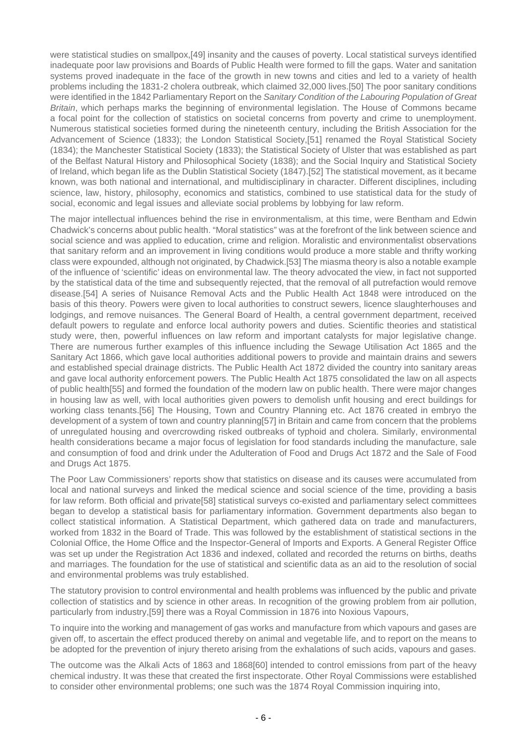were statistical studies on smallpox,[49] insanity and the causes of poverty. Local statistical surveys identified inadequate poor law provisions and Boards of Public Health were formed to fill the gaps. Water and sanitation systems proved inadequate in the face of the growth in new towns and cities and led to a variety of health problems including the 1831-2 cholera outbreak, which claimed 32,000 lives.[50] The poor sanitary conditions were identified in the 1842 Parliamentary Report on the *Sanitary Condition of the Labouring Population of Great Britain*, which perhaps marks the beginning of environmental legislation. The House of Commons became a focal point for the collection of statistics on societal concerns from poverty and crime to unemployment. Numerous statistical societies formed during the nineteenth century, including the British Association for the Advancement of Science (1833); the London Statistical Society,[51] renamed the Royal Statistical Society (1834); the Manchester Statistical Society (1833); the Statistical Society of Ulster that was established as part of the Belfast Natural History and Philosophical Society (1838); and the Social Inquiry and Statistical Society of Ireland, which began life as the Dublin Statistical Society (1847).[52] The statistical movement, as it became known, was both national and international, and multidisciplinary in character. Different disciplines, including science, law, history, philosophy, economics and statistics, combined to use statistical data for the study of social, economic and legal issues and alleviate social problems by lobbying for law reform.

The major intellectual influences behind the rise in environmentalism, at this time, were Bentham and Edwin Chadwick's concerns about public health. "Moral statistics" was at the forefront of the link between science and social science and was applied to education, crime and religion. Moralistic and environmentalist observations that sanitary reform and an improvement in living conditions would produce a more stable and thrifty working class were expounded, although not originated, by Chadwick.[53] The miasma theory is also a notable example of the influence of 'scientific' ideas on environmental law. The theory advocated the view, in fact not supported by the statistical data of the time and subsequently rejected, that the removal of all putrefaction would remove disease.[54] A series of Nuisance Removal Acts and the Public Health Act 1848 were introduced on the basis of this theory. Powers were given to local authorities to construct sewers, licence slaughterhouses and lodgings, and remove nuisances. The General Board of Health, a central government department, received default powers to regulate and enforce local authority powers and duties. Scientific theories and statistical study were, then, powerful influences on law reform and important catalysts for major legislative change. There are numerous further examples of this influence including the Sewage Utilisation Act 1865 and the Sanitary Act 1866, which gave local authorities additional powers to provide and maintain drains and sewers and established special drainage districts. The Public Health Act 1872 divided the country into sanitary areas and gave local authority enforcement powers. The Public Health Act 1875 consolidated the law on all aspects of public health[55] and formed the foundation of the modern law on public health. There were major changes in housing law as well, with local authorities given powers to demolish unfit housing and erect buildings for working class tenants.[56] The Housing, Town and Country Planning etc. Act 1876 created in embryo the development of a system of town and country planning[57] in Britain and came from concern that the problems of unregulated housing and overcrowding risked outbreaks of typhoid and cholera. Similarly, environmental health considerations became a major focus of legislation for food standards including the manufacture, sale and consumption of food and drink under the Adulteration of Food and Drugs Act 1872 and the Sale of Food and Drugs Act 1875.

The Poor Law Commissioners' reports show that statistics on disease and its causes were accumulated from local and national surveys and linked the medical science and social science of the time, providing a basis for law reform. Both official and private[58] statistical surveys co-existed and parliamentary select committees began to develop a statistical basis for parliamentary information. Government departments also began to collect statistical information. A Statistical Department, which gathered data on trade and manufacturers, worked from 1832 in the Board of Trade. This was followed by the establishment of statistical sections in the Colonial Office, the Home Office and the Inspector-General of Imports and Exports. A General Register Office was set up under the Registration Act 1836 and indexed, collated and recorded the returns on births, deaths and marriages. The foundation for the use of statistical and scientific data as an aid to the resolution of social and environmental problems was truly established.

The statutory provision to control environmental and health problems was influenced by the public and private collection of statistics and by science in other areas. In recognition of the growing problem from air pollution, particularly from industry,[59] there was a Royal Commission in 1876 into Noxious Vapours,

To inquire into the working and management of gas works and manufacture from which vapours and gases are given off, to ascertain the effect produced thereby on animal and vegetable life, and to report on the means to be adopted for the prevention of injury thereto arising from the exhalations of such acids, vapours and gases.

The outcome was the Alkali Acts of 1863 and 1868[60] intended to control emissions from part of the heavy chemical industry. It was these that created the first inspectorate. Other Royal Commissions were established to consider other environmental problems; one such was the 1874 Royal Commission inquiring into,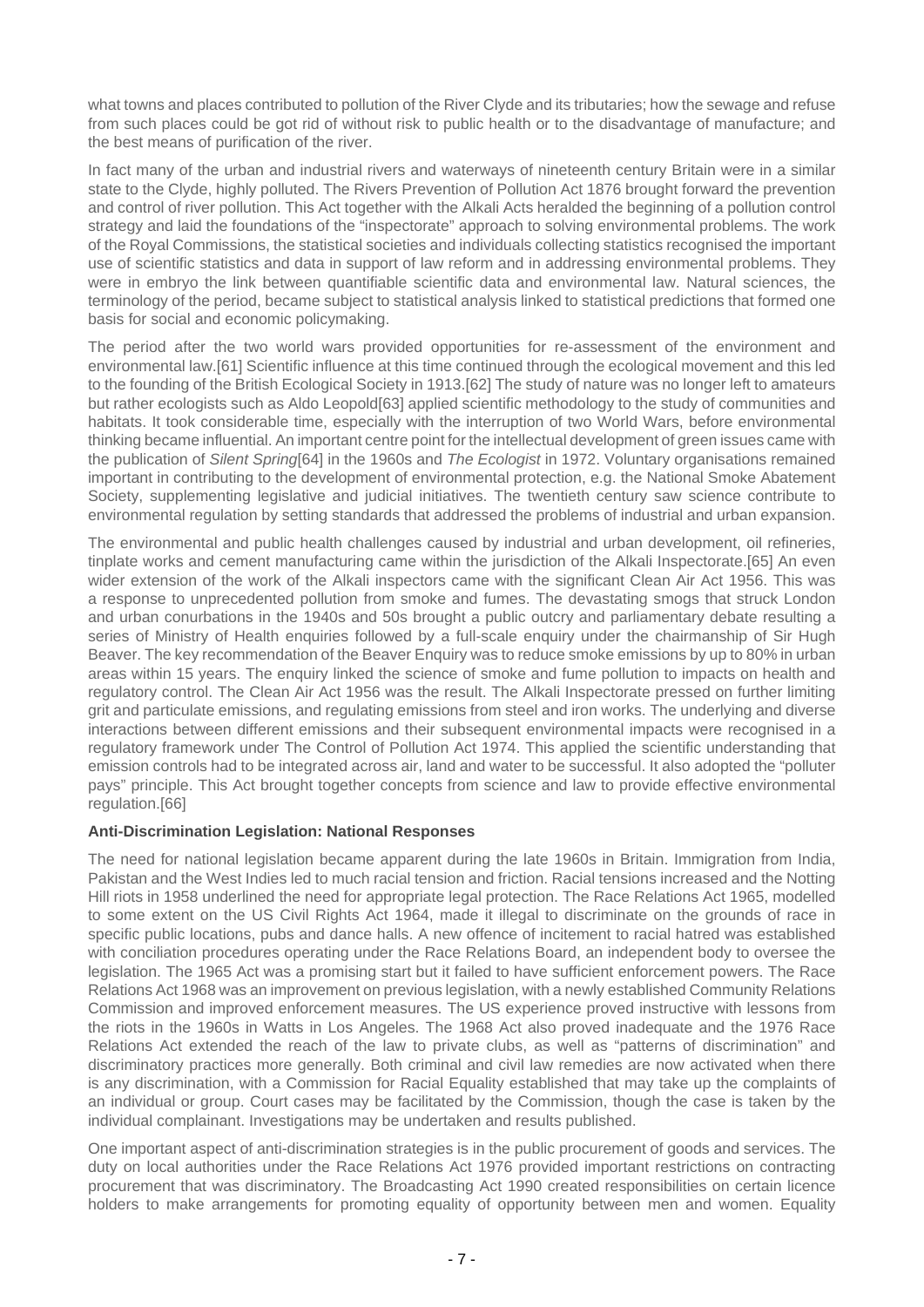what towns and places contributed to pollution of the River Clyde and its tributaries; how the sewage and refuse from such places could be got rid of without risk to public health or to the disadvantage of manufacture; and the best means of purification of the river.

In fact many of the urban and industrial rivers and waterways of nineteenth century Britain were in a similar state to the Clyde, highly polluted. The Rivers Prevention of Pollution Act 1876 brought forward the prevention and control of river pollution. This Act together with the Alkali Acts heralded the beginning of a pollution control strategy and laid the foundations of the "inspectorate" approach to solving environmental problems. The work of the Royal Commissions, the statistical societies and individuals collecting statistics recognised the important use of scientific statistics and data in support of law reform and in addressing environmental problems. They were in embryo the link between quantifiable scientific data and environmental law. Natural sciences, the terminology of the period, became subject to statistical analysis linked to statistical predictions that formed one basis for social and economic policymaking.

The period after the two world wars provided opportunities for re-assessment of the environment and environmental law.[61] Scientific influence at this time continued through the ecological movement and this led to the founding of the British Ecological Society in 1913.[62] The study of nature was no longer left to amateurs but rather ecologists such as Aldo Leopold[63] applied scientific methodology to the study of communities and habitats. It took considerable time, especially with the interruption of two World Wars, before environmental thinking became influential. An important centre point for the intellectual development of green issues came with the publication of *Silent Spring*[64] in the 1960s and *The Ecologist* in 1972. Voluntary organisations remained important in contributing to the development of environmental protection, e.g. the National Smoke Abatement Society, supplementing legislative and judicial initiatives. The twentieth century saw science contribute to environmental regulation by setting standards that addressed the problems of industrial and urban expansion.

The environmental and public health challenges caused by industrial and urban development, oil refineries, tinplate works and cement manufacturing came within the jurisdiction of the Alkali Inspectorate.[65] An even wider extension of the work of the Alkali inspectors came with the significant Clean Air Act 1956. This was a response to unprecedented pollution from smoke and fumes. The devastating smogs that struck London and urban conurbations in the 1940s and 50s brought a public outcry and parliamentary debate resulting a series of Ministry of Health enquiries followed by a full-scale enquiry under the chairmanship of Sir Hugh Beaver. The key recommendation of the Beaver Enquiry was to reduce smoke emissions by up to 80% in urban areas within 15 years. The enquiry linked the science of smoke and fume pollution to impacts on health and regulatory control. The Clean Air Act 1956 was the result. The Alkali Inspectorate pressed on further limiting grit and particulate emissions, and regulating emissions from steel and iron works. The underlying and diverse interactions between different emissions and their subsequent environmental impacts were recognised in a regulatory framework under The Control of Pollution Act 1974. This applied the scientific understanding that emission controls had to be integrated across air, land and water to be successful. It also adopted the "polluter pays" principle. This Act brought together concepts from science and law to provide effective environmental regulation.[66]

**Anti-Discrimination Legislation: National Responses**

The need for national legislation became apparent during the late 1960s in Britain. Immigration from India, Pakistan and the West Indies led to much racial tension and friction. Racial tensions increased and the Notting Hill riots in 1958 underlined the need for appropriate legal protection. The Race Relations Act 1965, modelled to some extent on the US Civil Rights Act 1964, made it illegal to discriminate on the grounds of race in specific public locations, pubs and dance halls. A new offence of incitement to racial hatred was established with conciliation procedures operating under the Race Relations Board, an independent body to oversee the legislation. The 1965 Act was a promising start but it failed to have sufficient enforcement powers. The Race Relations Act 1968 was an improvement on previous legislation, with a newly established Community Relations Commission and improved enforcement measures. The US experience proved instructive with lessons from the riots in the 1960s in Watts in Los Angeles. The 1968 Act also proved inadequate and the 1976 Race Relations Act extended the reach of the law to private clubs, as well as "patterns of discrimination" and discriminatory practices more generally. Both criminal and civil law remedies are now activated when there is any discrimination, with a Commission for Racial Equality established that may take up the complaints of an individual or group. Court cases may be facilitated by the Commission, though the case is taken by the individual complainant. Investigations may be undertaken and results published.

One important aspect of anti-discrimination strategies is in the public procurement of goods and services. The duty on local authorities under the Race Relations Act 1976 provided important restrictions on contracting procurement that was discriminatory. The Broadcasting Act 1990 created responsibilities on certain licence holders to make arrangements for promoting equality of opportunity between men and women. Equality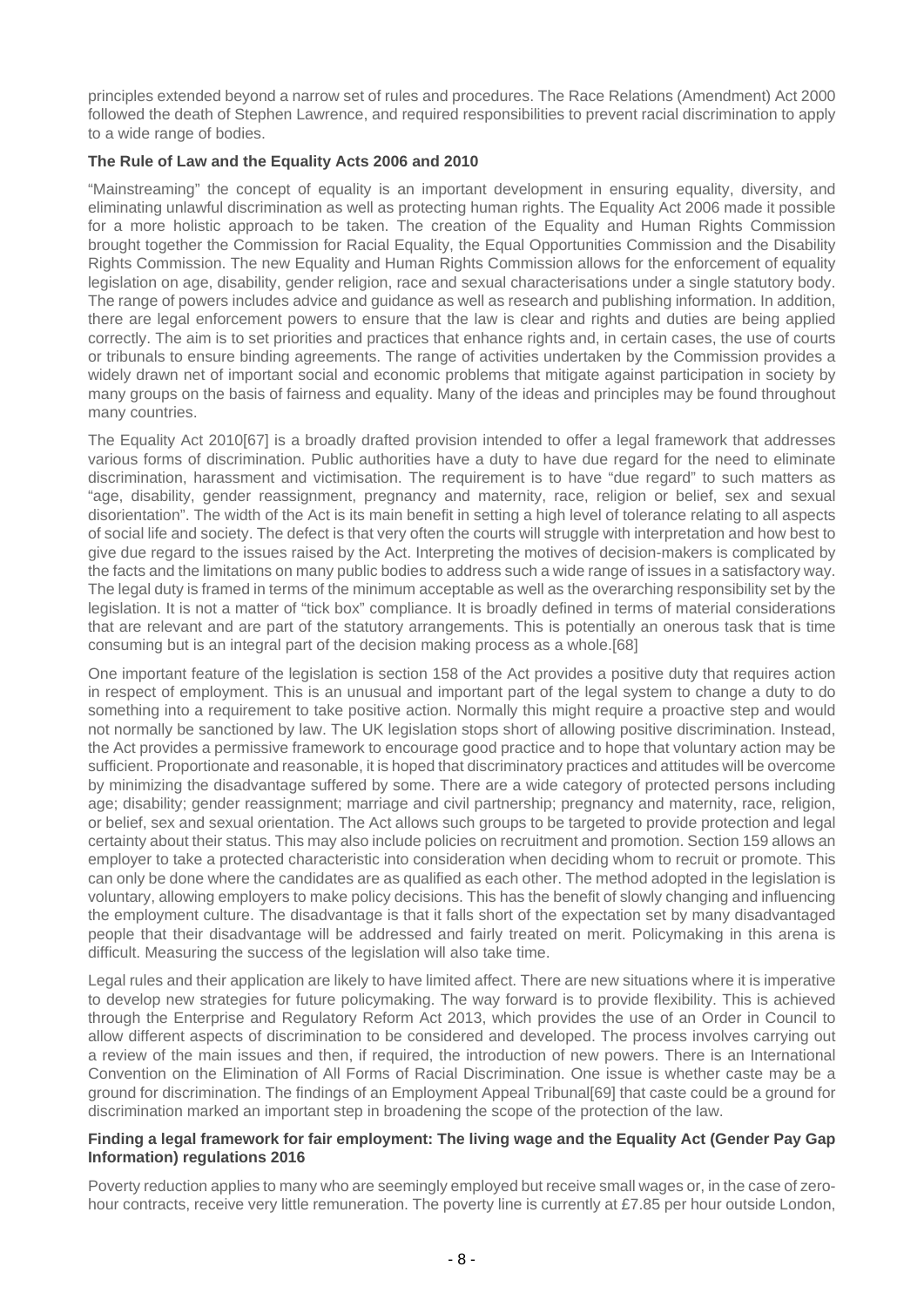principles extended beyond a narrow set of rules and procedures. The Race Relations (Amendment) Act 2000 followed the death of Stephen Lawrence, and required responsibilities to prevent racial discrimination to apply to a wide range of bodies.

**The Rule of Law and the Equality Acts 2006 and 2010**

"Mainstreaming" the concept of equality is an important development in ensuring equality, diversity, and eliminating unlawful discrimination as well as protecting human rights. The Equality Act 2006 made it possible for a more holistic approach to be taken. The creation of the Equality and Human Rights Commission brought together the Commission for Racial Equality, the Equal Opportunities Commission and the Disability Rights Commission. The new Equality and Human Rights Commission allows for the enforcement of equality legislation on age, disability, gender religion, race and sexual characterisations under a single statutory body. The range of powers includes advice and guidance as well as research and publishing information. In addition, there are legal enforcement powers to ensure that the law is clear and rights and duties are being applied correctly. The aim is to set priorities and practices that enhance rights and, in certain cases, the use of courts or tribunals to ensure binding agreements. The range of activities undertaken by the Commission provides a widely drawn net of important social and economic problems that mitigate against participation in society by many groups on the basis of fairness and equality. Many of the ideas and principles may be found throughout many countries.

The Equality Act 2010[67] is a broadly drafted provision intended to offer a legal framework that addresses various forms of discrimination. Public authorities have a duty to have due regard for the need to eliminate discrimination, harassment and victimisation. The requirement is to have "due regard" to such matters as "age, disability, gender reassignment, pregnancy and maternity, race, religion or belief, sex and sexual disorientation". The width of the Act is its main benefit in setting a high level of tolerance relating to all aspects of social life and society. The defect is that very often the courts will struggle with interpretation and how best to give due regard to the issues raised by the Act. Interpreting the motives of decision-makers is complicated by the facts and the limitations on many public bodies to address such a wide range of issues in a satisfactory way. The legal duty is framed in terms of the minimum acceptable as well as the overarching responsibility set by the legislation. It is not a matter of "tick box" compliance. It is broadly defined in terms of material considerations that are relevant and are part of the statutory arrangements. This is potentially an onerous task that is time consuming but is an integral part of the decision making process as a whole.[68]

One important feature of the legislation is section 158 of the Act provides a positive duty that requires action in respect of employment. This is an unusual and important part of the legal system to change a duty to do something into a requirement to take positive action. Normally this might require a proactive step and would not normally be sanctioned by law. The UK legislation stops short of allowing positive discrimination. Instead, the Act provides a permissive framework to encourage good practice and to hope that voluntary action may be sufficient. Proportionate and reasonable, it is hoped that discriminatory practices and attitudes will be overcome by minimizing the disadvantage suffered by some. There are a wide category of protected persons including age; disability; gender reassignment; marriage and civil partnership; pregnancy and maternity, race, religion, or belief, sex and sexual orientation. The Act allows such groups to be targeted to provide protection and legal certainty about their status. This may also include policies on recruitment and promotion. Section 159 allows an employer to take a protected characteristic into consideration when deciding whom to recruit or promote. This can only be done where the candidates are as qualified as each other. The method adopted in the legislation is voluntary, allowing employers to make policy decisions. This has the benefit of slowly changing and influencing the employment culture. The disadvantage is that it falls short of the expectation set by many disadvantaged people that their disadvantage will be addressed and fairly treated on merit. Policymaking in this arena is difficult. Measuring the success of the legislation will also take time.

Legal rules and their application are likely to have limited affect. There are new situations where it is imperative to develop new strategies for future policymaking. The way forward is to provide flexibility. This is achieved through the Enterprise and Regulatory Reform Act 2013, which provides the use of an Order in Council to allow different aspects of discrimination to be considered and developed. The process involves carrying out a review of the main issues and then, if required, the introduction of new powers. There is an International Convention on the Elimination of All Forms of Racial Discrimination. One issue is whether caste may be a ground for discrimination. The findings of an Employment Appeal Tribunal[69] that caste could be a ground for discrimination marked an important step in broadening the scope of the protection of the law.

**Finding a legal framework for fair employment: The living wage and the Equality Act (Gender Pay Gap Information) regulations 2016**

Poverty reduction applies to many who are seemingly employed but receive small wages or, in the case of zero-hour contracts, receive very little remuneration. The poverty line is currently at £7.85 per hour outside London,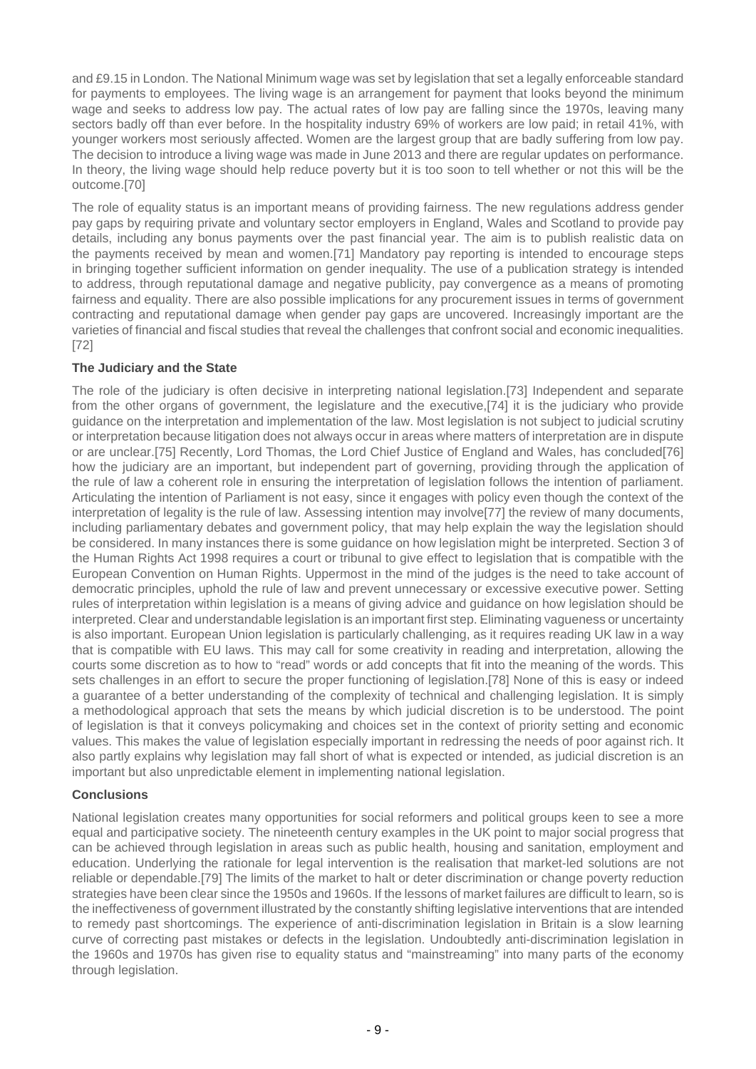and £9.15 in London. The National Minimum wage was set by legislation that set a legally enforceable standard for payments to employees. The living wage is an arrangement for payment that looks beyond the minimum wage and seeks to address low pay. The actual rates of low pay are falling since the 1970s, leaving many sectors badly off than ever before. In the hospitality industry 69% of workers are low paid; in retail 41%, with younger workers most seriously affected. Women are the largest group that are badly suffering from low pay. The decision to introduce a living wage was made in June 2013 and there are regular updates on performance. In theory, the living wage should help reduce poverty but it is too soon to tell whether or not this will be the outcome.[70]

The role of equality status is an important means of providing fairness. The new regulations address gender pay gaps by requiring private and voluntary sector employers in England, Wales and Scotland to provide pay details, including any bonus payments over the past financial year. The aim is to publish realistic data on the payments received by mean and women.[71] Mandatory pay reporting is intended to encourage steps in bringing together sufficient information on gender inequality. The use of a publication strategy is intended to address, through reputational damage and negative publicity, pay convergence as a means of promoting fairness and equality. There are also possible implications for any procurement issues in terms of government contracting and reputational damage when gender pay gaps are uncovered. Increasingly important are the varieties of financial and fiscal studies that reveal the challenges that confront social and economic inequalities.[72]

**The Judiciary and the State**

The role of the judiciary is often decisive in interpreting national legislation.[73] Independent and separate from the other organs of government, the legislature and the executive,[74] it is the judiciary who provide guidance on the interpretation and implementation of the law. Most legislation is not subject to judicial scrutiny or interpretation because litigation does not always occur in areas where matters of interpretation are in dispute or are unclear.[75] Recently, Lord Thomas, the Lord Chief Justice of England and Wales, has concluded[76] how the judiciary are an important, but independent part of governing, providing through the application of the rule of law a coherent role in ensuring the interpretation of legislation follows the intention of parliament. Articulating the intention of Parliament is not easy, since it engages with policy even though the context of the interpretation of legality is the rule of law. Assessing intention may involve[77] the review of many documents, including parliamentary debates and government policy, that may help explain the way the legislation should be considered. In many instances there is some guidance on how legislation might be interpreted. Section 3 of the Human Rights Act 1998 requires a court or tribunal to give effect to legislation that is compatible with the European Convention on Human Rights. Uppermost in the mind of the judges is the need to take account of democratic principles, uphold the rule of law and prevent unnecessary or excessive executive power. Setting rules of interpretation within legislation is a means of giving advice and guidance on how legislation should be interpreted. Clear and understandable legislation is an important first step. Eliminating vagueness or uncertainty is also important. European Union legislation is particularly challenging, as it requires reading UK law in a way that is compatible with EU laws. This may call for some creativity in reading and interpretation, allowing the courts some discretion as to how to "read" words or add concepts that fit into the meaning of the words. This sets challenges in an effort to secure the proper functioning of legislation.[78] None of this is easy or indeed a guarantee of a better understanding of the complexity of technical and challenging legislation. It is simply a methodological approach that sets the means by which judicial discretion is to be understood. The point of legislation is that it conveys policymaking and choices set in the context of priority setting and economic values. This makes the value of legislation especially important in redressing the needs of poor against rich. It also partly explains why legislation may fall short of what is expected or intended, as judicial discretion is an important but also unpredictable element in implementing national legislation.

**Conclusions**

National legislation creates many opportunities for social reformers and political groups keen to see a more equal and participative society. The nineteenth century examples in the UK point to major social progress that can be achieved through legislation in areas such as public health, housing and sanitation, employment and education. Underlying the rationale for legal intervention is the realisation that market-led solutions are not reliable or dependable.[79] The limits of the market to halt or deter discrimination or change poverty reduction strategies have been clear since the 1950s and 1960s. If the lessons of market failures are difficult to learn, so is the ineffectiveness of government illustrated by the constantly shifting legislative interventions that are intended to remedy past shortcomings. The experience of anti-discrimination legislation in Britain is a slow learning curve of correcting past mistakes or defects in the legislation. Undoubtedly anti-discrimination legislation in the 1960s and 1970s has given rise to equality status and "mainstreaming" into many parts of the economy through legislation.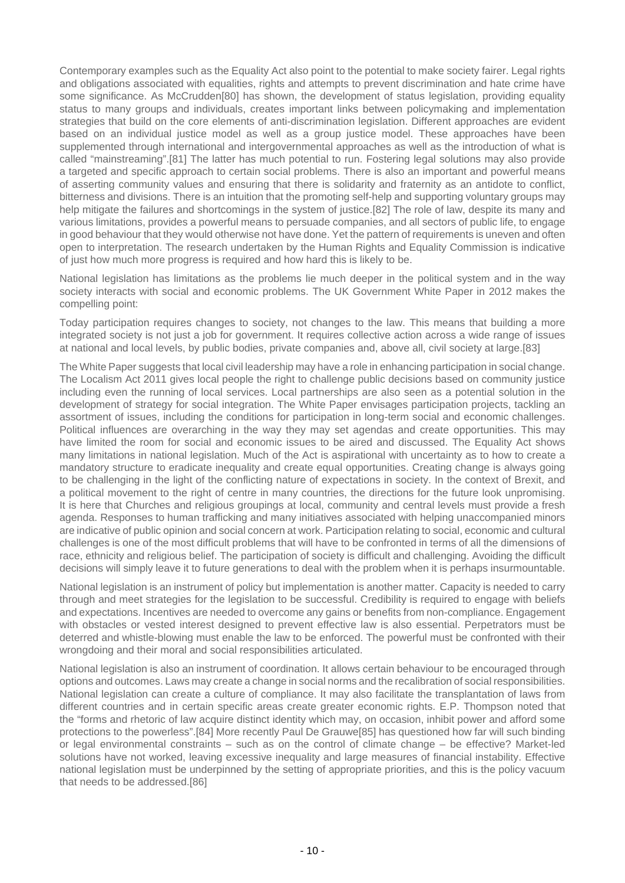Contemporary examples such as the Equality Act also point to the potential to make society fairer. Legal rights and obligations associated with equalities, rights and attempts to prevent discrimination and hate crime have some significance. As McCrudden[80] has shown, the development of status legislation, providing equality status to many groups and individuals, creates important links between policymaking and implementation strategies that build on the core elements of anti-discrimination legislation. Different approaches are evident based on an individual justice model as well as a group justice model. These approaches have been supplemented through international and intergovernmental approaches as well as the introduction of what is called "mainstreaming".[81] The latter has much potential to run. Fostering legal solutions may also provide a targeted and specific approach to certain social problems. There is also an important and powerful means of asserting community values and ensuring that there is solidarity and fraternity as an antidote to conflict, bitterness and divisions. There is an intuition that the promoting self-help and supporting voluntary groups may help mitigate the failures and shortcomings in the system of justice.[82] The role of law, despite its many and various limitations, provides a powerful means to persuade companies, and all sectors of public life, to engage in good behaviour that they would otherwise not have done. Yet the pattern of requirements is uneven and often open to interpretation. The research undertaken by the Human Rights and Equality Commission is indicative of just how much more progress is required and how hard this is likely to be.

National legislation has limitations as the problems lie much deeper in the political system and in the way society interacts with social and economic problems. The UK Government White Paper in 2012 makes the compelling point:

Today participation requires changes to society, not changes to the law. This means that building a more integrated society is not just a job for government. It requires collective action across a wide range of issues at national and local levels, by public bodies, private companies and, above all, civil society at large.[83]

The White Paper suggests that local civil leadership may have a role in enhancing participation in social change. The Localism Act 2011 gives local people the right to challenge public decisions based on community justice including even the running of local services. Local partnerships are also seen as a potential solution in the development of strategy for social integration. The White Paper envisages participation projects, tackling an assortment of issues, including the conditions for participation in long-term social and economic challenges. Political influences are overarching in the way they may set agendas and create opportunities. This may have limited the room for social and economic issues to be aired and discussed. The Equality Act shows many limitations in national legislation. Much of the Act is aspirational with uncertainty as to how to create a mandatory structure to eradicate inequality and create equal opportunities. Creating change is always going to be challenging in the light of the conflicting nature of expectations in society. In the context of Brexit, and a political movement to the right of centre in many countries, the directions for the future look unpromising. It is here that Churches and religious groupings at local, community and central levels must provide a fresh agenda. Responses to human trafficking and many initiatives associated with helping unaccompanied minors are indicative of public opinion and social concern at work. Participation relating to social, economic and cultural challenges is one of the most difficult problems that will have to be confronted in terms of all the dimensions of race, ethnicity and religious belief. The participation of society is difficult and challenging. Avoiding the difficult decisions will simply leave it to future generations to deal with the problem when it is perhaps insurmountable.

National legislation is an instrument of policy but implementation is another matter. Capacity is needed to carry through and meet strategies for the legislation to be successful. Credibility is required to engage with beliefs and expectations. Incentives are needed to overcome any gains or benefits from non-compliance. Engagement with obstacles or vested interest designed to prevent effective law is also essential. Perpetrators must be deterred and whistle-blowing must enable the law to be enforced. The powerful must be confronted with their wrongdoing and their moral and social responsibilities articulated.

National legislation is also an instrument of coordination. It allows certain behaviour to be encouraged through options and outcomes. Laws may create a change in social norms and the recalibration of social responsibilities. National legislation can create a culture of compliance. It may also facilitate the transplantation of laws from different countries and in certain specific areas create greater economic rights. E.P. Thompson noted that the "forms and rhetoric of law acquire distinct identity which may, on occasion, inhibit power and afford some protections to the powerless".[84] More recently Paul De Grauwe[85] has questioned how far will such binding or legal environmental constraints – such as on the control of climate change – be effective? Market-led solutions have not worked, leaving excessive inequality and large measures of financial instability. Effective national legislation must be underpinned by the setting of appropriate priorities, and this is the policy vacuum that needs to be addressed.[86]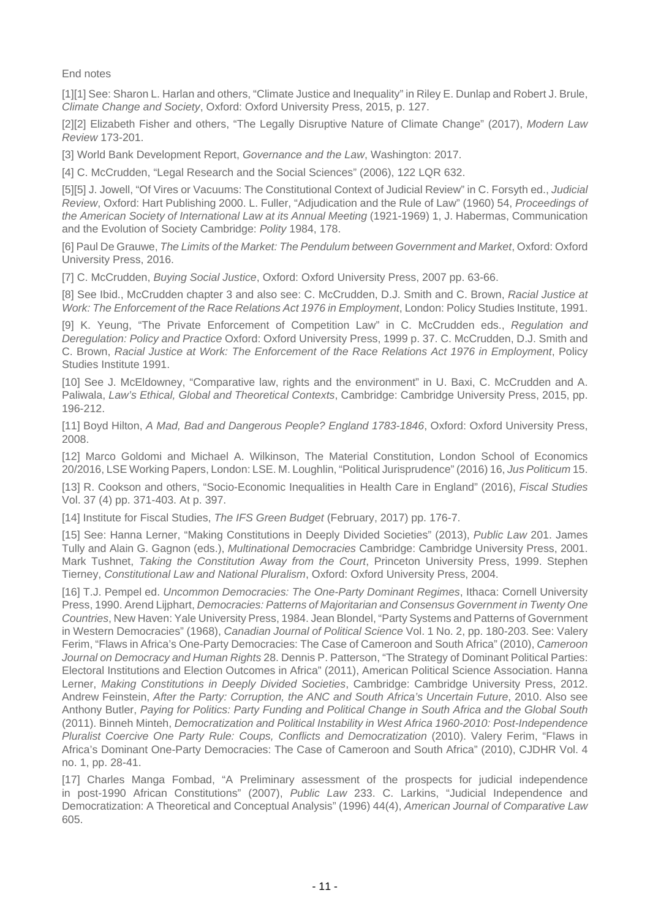End notes

[1][1] See: Sharon L. Harlan and others, "Climate Justice and Inequality" in Riley E. Dunlap and Robert J. Brule, *Climate Change and Society*, Oxford: Oxford University Press, 2015, p. 127.

[2][2] Elizabeth Fisher and others, "The Legally Disruptive Nature of Climate Change" (2017), *Modern Law Review* 173-201.

[3] World Bank Development Report, *Governance and the Law*, Washington: 2017.

[4] C. McCrudden, "Legal Research and the Social Sciences" (2006), 122 LQR 632.

[5][5] J. Jowell, "Of Vires or Vacuums: The Constitutional Context of Judicial Review" in C. Forsyth ed., *Judicial Review*, Oxford: Hart Publishing 2000. L. Fuller, "Adjudication and the Rule of Law" (1960) 54, *Proceedings of the American Society of International Law at its Annual Meeting* (1921-1969) 1, J. Habermas, Communication and the Evolution of Society Cambridge: *Polity* 1984, 178.

[6] Paul De Grauwe, *The Limits of the Market: The Pendulum between Government and Market*, Oxford: Oxford University Press, 2016.

[7] C. McCrudden, *Buying Social Justice*, Oxford: Oxford University Press, 2007 pp. 63-66.

[8] See Ibid., McCrudden chapter 3 and also see: C. McCrudden, D.J. Smith and C. Brown, *Racial Justice at Work: The Enforcement of the Race Relations Act 1976 in Employment*, London: Policy Studies Institute, 1991.

[9] K. Yeung, "The Private Enforcement of Competition Law" in C. McCrudden eds., *Regulation and Deregulation: Policy and Practice* Oxford: Oxford University Press, 1999 p. 37. C. McCrudden, D.J. Smith and C. Brown, *Racial Justice at Work: The Enforcement of the Race Relations Act 1976 in Employment*, Policy Studies Institute 1991.

[10] See J. McEldowney, "Comparative law, rights and the environment" in U. Baxi, C. McCrudden and A. Paliwala, *Law's Ethical, Global and Theoretical Contexts*, Cambridge: Cambridge University Press, 2015, pp. 196-212.

[11] Boyd Hilton, *A Mad, Bad and Dangerous People? England 1783-1846*, Oxford: Oxford University Press, 2008.

[12] Marco Goldomi and Michael A. Wilkinson, The Material Constitution, London School of Economics 20/2016, LSE Working Papers, London: LSE. M. Loughlin, "Political Jurisprudence" (2016) 16, *Jus Politicum* 15.

[13] R. Cookson and others, "Socio-Economic Inequalities in Health Care in England" (2016), *Fiscal Studies* Vol. 37 (4) pp. 371-403. At p. 397.

[14] Institute for Fiscal Studies, *The IFS Green Budget* (February, 2017) pp. 176-7.

[15] See: Hanna Lerner, "Making Constitutions in Deeply Divided Societies" (2013), *Public Law* 201. James Tully and Alain G. Gagnon (eds.), *Multinational Democracies* Cambridge: Cambridge University Press, 2001. Mark Tushnet, *Taking the Constitution Away from the Court*, Princeton University Press, 1999. Stephen Tierney, *Constitutional Law and National Pluralism*, Oxford: Oxford University Press, 2004.

[16] T.J. Pempel ed. *Uncommon Democracies: The One-Party Dominant Regimes*, Ithaca: Cornell University Press, 1990. Arend Lijphart, *Democracies: Patterns of Majoritarian and Consensus Government in Twenty One Countries*, New Haven: Yale University Press, 1984. Jean Blondel, "Party Systems and Patterns of Government in Western Democracies" (1968), *Canadian Journal of Political Science* Vol. 1 No. 2, pp. 180-203. See: Valery Ferim, "Flaws in Africa's One-Party Democracies: The Case of Cameroon and South Africa" (2010), *Cameroon Journal on Democracy and Human Rights* 28. Dennis P. Patterson, "The Strategy of Dominant Political Parties: Electoral Institutions and Election Outcomes in Africa" (2011), American Political Science Association. Hanna Lerner, *Making Constitutions in Deeply Divided Societies*, Cambridge: Cambridge University Press, 2012. Andrew Feinstein, *After the Party: Corruption, the ANC and South Africa's Uncertain Future*, 2010. Also see Anthony Butler, *Paying for Politics: Party Funding and Political Change in South Africa and the Global South* (2011). Binneh Minteh, *Democratization and Political Instability in West Africa 1960-2010: Post-Independence Pluralist Coercive One Party Rule: Coups, Conflicts and Democratization* (2010). Valery Ferim, "Flaws in Africa's Dominant One-Party Democracies: The Case of Cameroon and South Africa" (2010), CJDHR Vol. 4 no. 1, pp. 28-41.

[17] Charles Manga Fombad, "A Preliminary assessment of the prospects for judicial independence in post-1990 African Constitutions" (2007), *Public Law* 233. C. Larkins, "Judicial Independence and Democratization: A Theoretical and Conceptual Analysis" (1996) 44(4), *American Journal of Comparative Law* 605.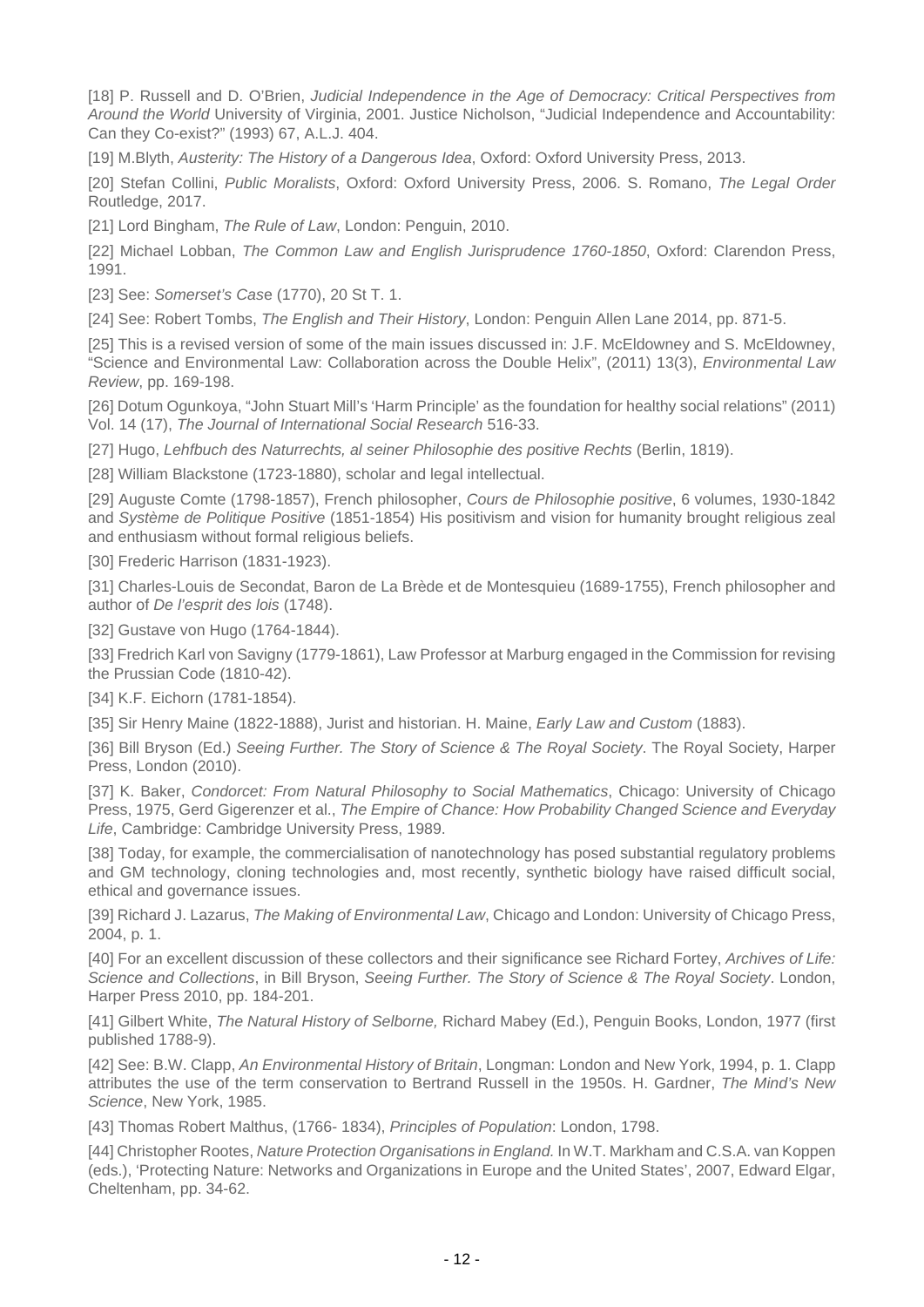[18] P. Russell and D. O'Brien, *Judicial Independence in the Age of Democracy: Critical Perspectives from Around the World* University of Virginia, 2001. Justice Nicholson, "Judicial Independence and Accountability: Can they Co-exist?" (1993) 67, A.L.J. 404.

[19] M.Blyth, *Austerity: The History of a Dangerous Idea*, Oxford: Oxford University Press, 2013.

[20] Stefan Collini, *Public Moralists*, Oxford: Oxford University Press, 2006. S. Romano, *The Legal Order* Routledge, 2017.

[21] Lord Bingham, *The Rule of Law*, London: Penguin, 2010.

[22] Michael Lobban, *The Common Law and English Jurisprudence 1760-1850*, Oxford: Clarendon Press, 1991.

[23] See: *Somerset's Case* (1770), 20 St T. 1.

[24] See: Robert Tombs, *The English and Their History*, London: Penguin Allen Lane 2014, pp. 871-5.

[25] This is a revised version of some of the main issues discussed in: J.F. McEldowney and S. McEldowney, "Science and Environmental Law: Collaboration across the Double Helix", (2011) 13(3), *Environmental Law Review*, pp. 169-198.

[26] Dotum Ogunkoya, "John Stuart Mill's 'Harm Principle' as the foundation for healthy social relations" (2011) Vol. 14 (17), *The Journal of International Social Research* 516-33.

[27] Hugo, *Lehfbuch des Naturrechts, al seiner Philosophie des positive Rechts* (Berlin, 1819).

[28] William Blackstone (1723-1880), scholar and legal intellectual.

[29] Auguste Comte (1798-1857), French philosopher, *Cours de Philosophie positive*, 6 volumes, 1930-1842 and *Système de Politique Positive* (1851-1854) His positivism and vision for humanity brought religious zeal and enthusiasm without formal religious beliefs.

[30] Frederic Harrison (1831-1923).

[31] Charles-Louis de Secondat, Baron de La Brède et de Montesquieu (1689-1755), French philosopher and author of *De l'esprit des lois* (1748).

[32] Gustave von Hugo (1764-1844).

[33] Fredrich Karl von Savigny (1779-1861), Law Professor at Marburg engaged in the Commission for revising the Prussian Code (1810-42).

[34] K.F. Eichorn (1781-1854).

[35] Sir Henry Maine (1822-1888), Jurist and historian. H. Maine, *Early Law and Custom* (1883).

[36] Bill Bryson (Ed.) *Seeing Further. The Story of Science & The Royal Society*. The Royal Society, Harper Press, London (2010).

[37] K. Baker, *Condorcet: From Natural Philosophy to Social Mathematics*, Chicago: University of Chicago Press, 1975, Gerd Gigerenzer et al., *The Empire of Chance: How Probability Changed Science and Everyday Life*, Cambridge: Cambridge University Press, 1989.

[38] Today, for example, the commercialisation of nanotechnology has posed substantial regulatory problems and GM technology, cloning technologies and, most recently, synthetic biology have raised difficult social, ethical and governance issues.

[39] Richard J. Lazarus, *The Making of Environmental Law*, Chicago and London: University of Chicago Press, 2004, p. 1.

[40] For an excellent discussion of these collectors and their significance see Richard Fortey, *Archives of Life: Science and Collections*, in Bill Bryson, *Seeing Further. The Story of Science & The Royal Society*. London, Harper Press 2010, pp. 184-201.

[41] Gilbert White, *The Natural History of Selborne,* Richard Mabey (Ed.), Penguin Books, London, 1977 (first published 1788-9).

[42] See: B.W. Clapp, *An Environmental History of Britain*, Longman: London and New York, 1994, p. 1. Clapp attributes the use of the term conservation to Bertrand Russell in the 1950s. H. Gardner, *The Mind's New Science*, New York, 1985.

[43] Thomas Robert Malthus, (1766- 1834), *Principles of Population*: London, 1798.

[44] Christopher Rootes, *Nature Protection Organisations in England.* In W.T. Markham and C.S.A. van Koppen (eds.), 'Protecting Nature: Networks and Organizations in Europe and the United States', 2007, Edward Elgar, Cheltenham, pp. 34-62.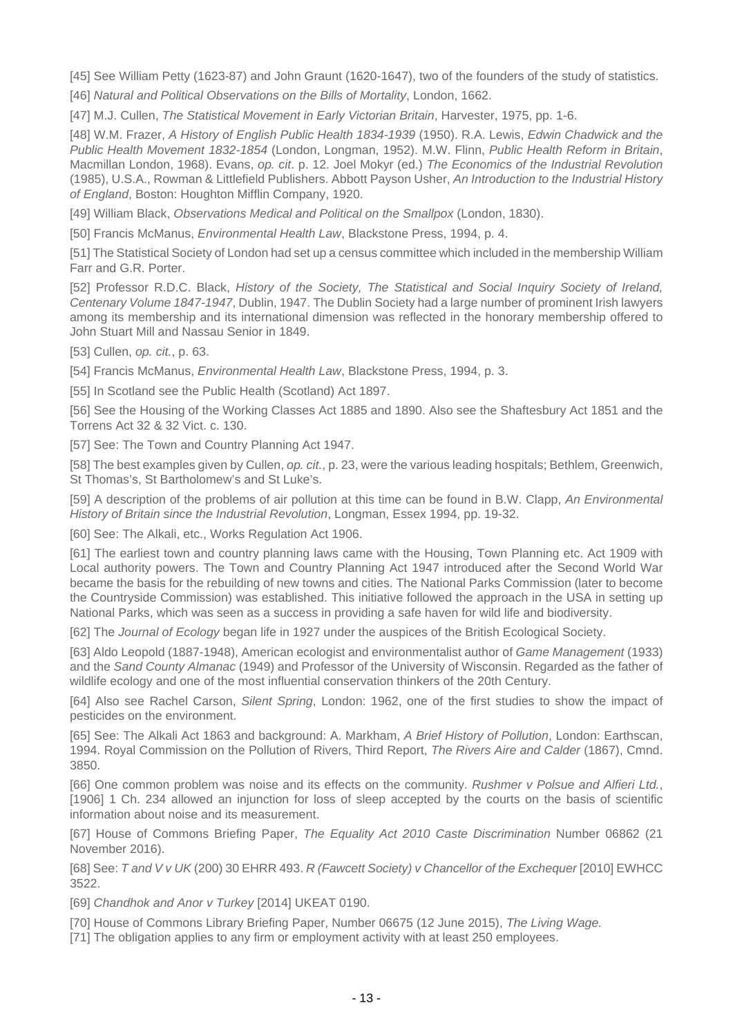[45] See William Petty (1623-87) and John Graunt (1620-1647), two of the founders of the study of statistics.

[46] *Natural and Political Observations on the Bills of Mortality*, London, 1662.

[47] M.J. Cullen, *The Statistical Movement in Early Victorian Britain*, Harvester, 1975, pp. 1-6.

[48] W.M. Frazer, *A History of English Public Health 1834-1939* (1950). R.A. Lewis, *Edwin Chadwick and the Public Health Movement 1832-1854* (London, Longman, 1952). M.W. Flinn, *Public Health Reform in Britain*, Macmillan London, 1968). Evans, *op. cit*. p. 12. Joel Mokyr (ed.) *The Economics of the Industrial Revolution* (1985), U.S.A., Rowman & Littlefield Publishers. Abbott Payson Usher, *An Introduction to the Industrial History of England*, Boston: Houghton Mifflin Company, 1920.

[49] William Black, *Observations Medical and Political on the Smallpox* (London, 1830).

[50] Francis McManus, *Environmental Health Law*, Blackstone Press, 1994, p. 4.

[51] The Statistical Society of London had set up a census committee which included in the membership William Farr and G.R. Porter.

[52] Professor R.D.C. Black, *History of the Society, The Statistical and Social Inquiry Society of Ireland, Centenary Volume 1847-1947*, Dublin, 1947. The Dublin Society had a large number of prominent Irish lawyers among its membership and its international dimension was reflected in the honorary membership offered to John Stuart Mill and Nassau Senior in 1849.

[53] Cullen, *op. cit.*, p. 63.

[54] Francis McManus, *Environmental Health Law*, Blackstone Press, 1994, p. 3.

[55] In Scotland see the Public Health (Scotland) Act 1897.

[56] See the Housing of the Working Classes Act 1885 and 1890. Also see the Shaftesbury Act 1851 and the Torrens Act 32 & 32 Vict. c. 130.

[57] See: The Town and Country Planning Act 1947.

[58] The best examples given by Cullen, *op. cit.*, p. 23, were the various leading hospitals; Bethlem, Greenwich, St Thomas's, St Bartholomew's and St Luke's.

[59] A description of the problems of air pollution at this time can be found in B.W. Clapp, *An Environmental History of Britain since the Industrial Revolution*, Longman, Essex 1994, pp. 19-32.

[60] See: The Alkali, etc., Works Regulation Act 1906.

[61] The earliest town and country planning laws came with the Housing, Town Planning etc. Act 1909 with Local authority powers. The Town and Country Planning Act 1947 introduced after the Second World War became the basis for the rebuilding of new towns and cities. The National Parks Commission (later to become the Countryside Commission) was established. This initiative followed the approach in the USA in setting up National Parks, which was seen as a success in providing a safe haven for wild life and biodiversity.

[62] The *Journal of Ecology* began life in 1927 under the auspices of the British Ecological Society.

[63] Aldo Leopold (1887-1948), American ecologist and environmentalist author of *Game Management* (1933) and the *Sand County Almanac* (1949) and Professor of the University of Wisconsin. Regarded as the father of wildlife ecology and one of the most influential conservation thinkers of the 20th Century.

[64] Also see Rachel Carson, *Silent Spring*, London: 1962, one of the first studies to show the impact of pesticides on the environment.

[65] See: The Alkali Act 1863 and background: A. Markham, *A Brief History of Pollution*, London: Earthscan, 1994. Royal Commission on the Pollution of Rivers, Third Report, *The Rivers Aire and Calder* (1867), Cmnd. 3850.

[66] One common problem was noise and its effects on the community. *Rushmer v Polsue and Alfieri Ltd.*, [1906] 1 Ch. 234 allowed an injunction for loss of sleep accepted by the courts on the basis of scientific information about noise and its measurement.

[67] House of Commons Briefing Paper, *The Equality Act 2010 Caste Discrimination* Number 06862 (21 November 2016).

[68] See: *T and V v UK* (200) 30 EHRR 493. *R (Fawcett Society) v Chancellor of the Exchequer* [2010] EWHCC 3522.

[69] *Chandhok and Anor v Turkey* [2014] UKEAT 0190.

[70] House of Commons Library Briefing Paper, Number 06675 (12 June 2015), *The Living Wage.*

[71] The obligation applies to any firm or employment activity with at least 250 employees.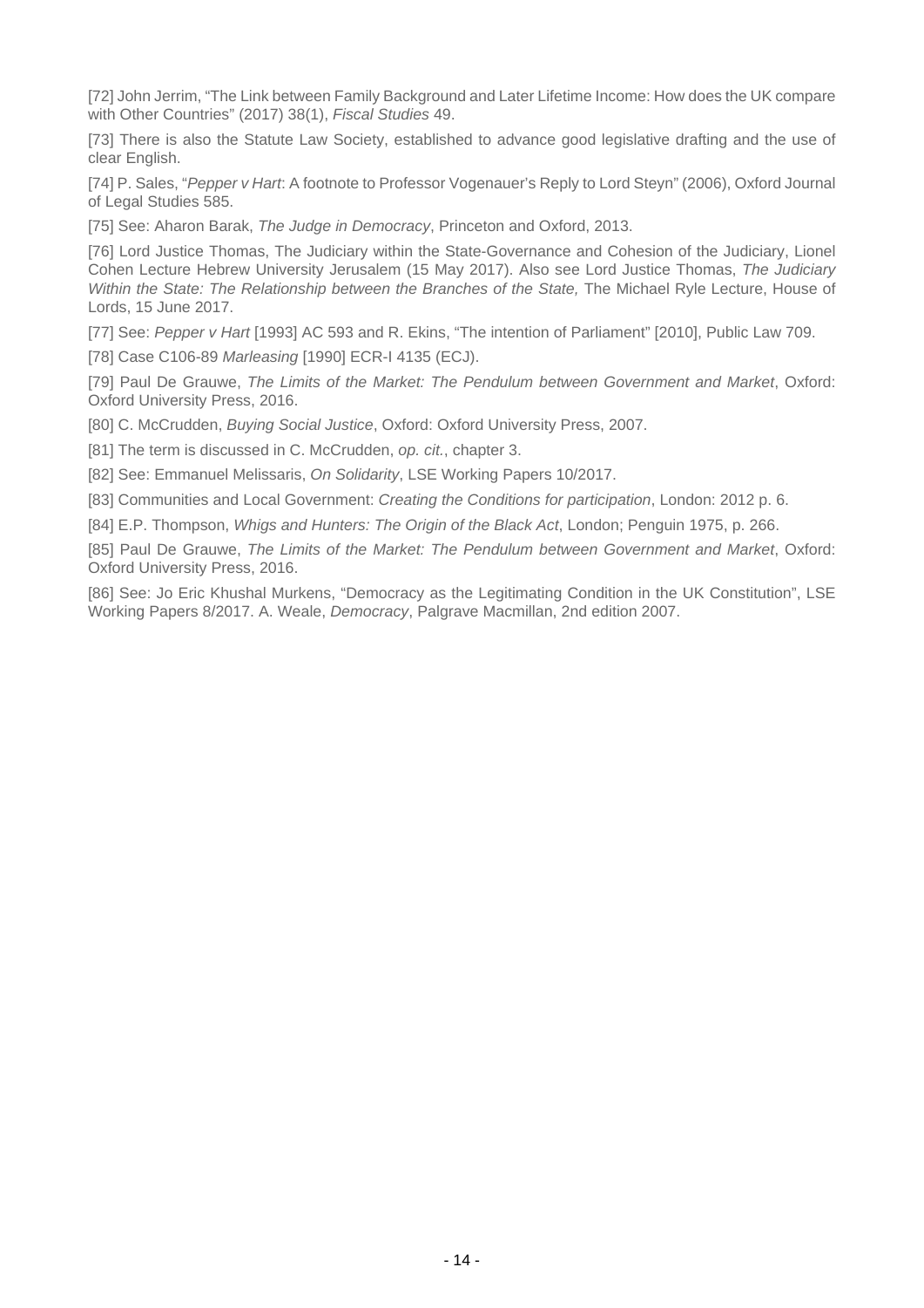[72] John Jerrim, “The Link between Family Background and Later Lifetime Income: How does the UK compare with Other Countries” (2017) 38(1), *Fiscal Studies* 49.

[73] There is also the Statute Law Society, established to advance good legislative drafting and the use of clear English.

[74] P. Sales, “*Pepper v Hart*: A footnote to Professor Vogenauer’s Reply to Lord Steyn” (2006), Oxford Journal of Legal Studies 585.

[75] See: Aharon Barak, *The Judge in Democracy*, Princeton and Oxford, 2013.

[76] Lord Justice Thomas, The Judiciary within the State-Governance and Cohesion of the Judiciary, Lionel Cohen Lecture Hebrew University Jerusalem (15 May 2017). Also see Lord Justice Thomas, *The Judiciary Within the State: The Relationship between the Branches of the State,* The Michael Ryle Lecture, House of Lords, 15 June 2017.

[77] See: *Pepper v Hart* [1993] AC 593 and R. Ekins, “The intention of Parliament” [2010], Public Law 709.

[78] Case C106-89 *Marleasing* [1990] ECR-I 4135 (ECJ).

[79] Paul De Grauwe, *The Limits of the Market: The Pendulum between Government and Market*, Oxford: Oxford University Press, 2016.

[80] C. McCrudden, *Buying Social Justice*, Oxford: Oxford University Press, 2007.

[81] The term is discussed in C. McCrudden, *op. cit.*, chapter 3.

[82] See: Emmanuel Melissaris, *On Solidarity*, LSE Working Papers 10/2017.

[83] Communities and Local Government: *Creating the Conditions for participation*, London: 2012 p. 6.

[84] E.P. Thompson, *Whigs and Hunters: The Origin of the Black Act*, London; Penguin 1975, p. 266.

[85] Paul De Grauwe, *The Limits of the Market: The Pendulum between Government and Market*, Oxford: Oxford University Press, 2016.

[86] See: Jo Eric Khushal Murkens, “Democracy as the Legitimating Condition in the UK Constitution”, LSE Working Papers 8/2017. A. Weale, *Democracy*, Palgrave Macmillan, 2nd edition 2007.